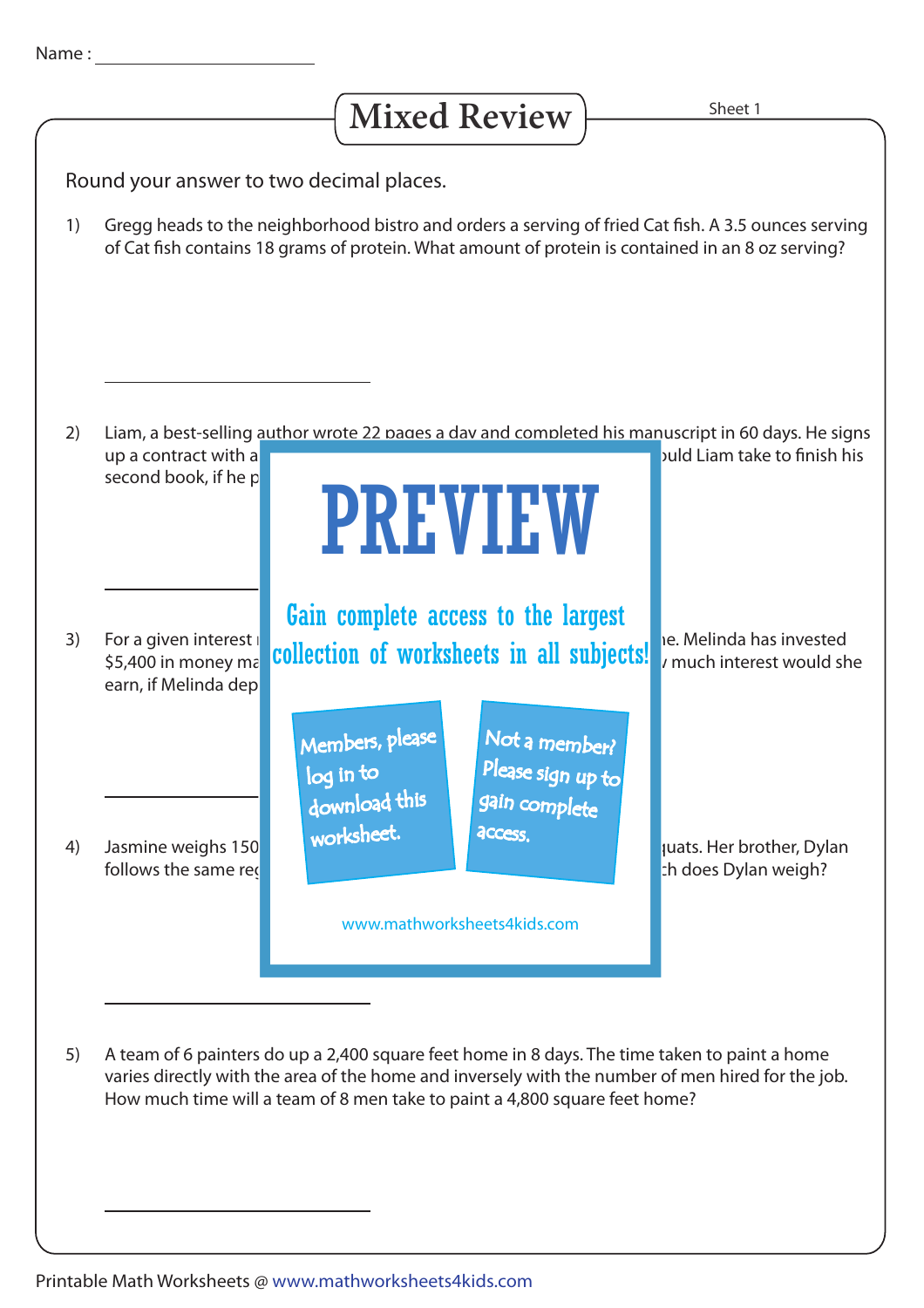Name : ____________________

# Mixed Review

Sheet 1

Round your answer to two decimal places.

1) Gregg heads to the neighborhood bistro and orders a serving of fried Cat fish. A 3.5 ounces serving of Cat fish contains 18 grams of protein. What amount of protein is contained in an 8 oz serving?

____________________

2) Liam, a best-selling author wrote 22 pages a day and completed his manuscript in 60 days. He signs up a contract with a ... ould Liam take to finish his second book, if he p...

____________________

3) For a given interest ... ne. Melinda has invested $5,400 in money ma... much interest would she earn, if Melinda dep...

____________________

4) Jasmine weighs 150 ... quats. Her brother, Dylan follows the same re... ch does Dylan weigh?

____________________

PREVIEW

Gain complete access to the largest collection of worksheets in all subjects!

Members, please log in to download this worksheet.

Not a member? Please sign up to gain complete access.

www.mathworksheets4kids.com

5) A team of 6 painters do up a 2,400 square feet home in 8 days. The time taken to paint a home varies directly with the area of the home and inversely with the number of men hired for the job. How much time will a team of 8 men take to paint a 4,800 square feet home?

____________________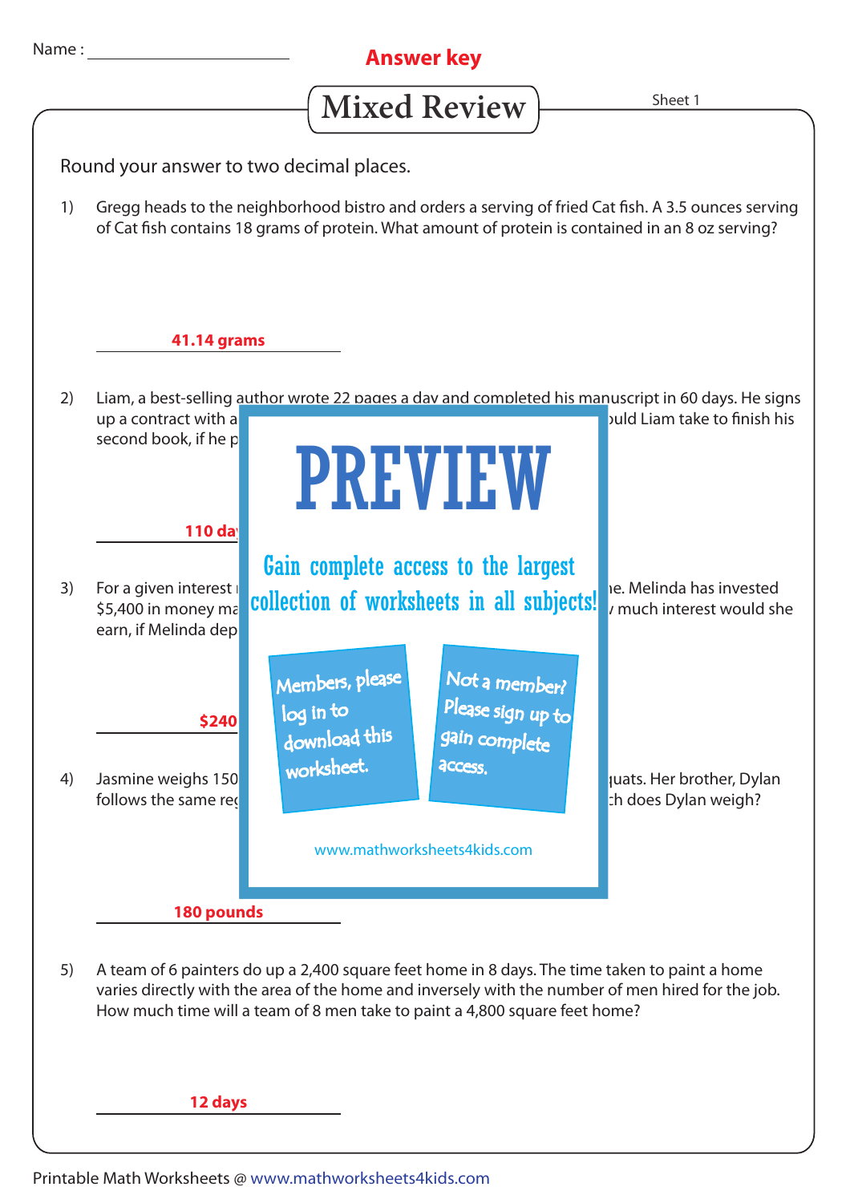Name : ____________________

**Answer key**

# Mixed Review

Sheet 1

Round your answer to two decimal places.

1) Gregg heads to the neighborhood bistro and orders a serving of fried Cat fish. A 3.5 ounces serving of Cat fish contains 18 grams of protein. What amount of protein is contained in an 8 oz serving?

**41.14 grams**

2) Liam, a best-selling author wrote 22 pages a day and completed his manuscript in 60 days. He signs up a contract with a ... ould Liam take to finish his second book, if he p...

**110 da...**

PREVIEW

Gain complete access to the largest collection of worksheets in all subjects!

Members, please log in to download this worksheet.

Not a member? Please sign up to gain complete access.

www.mathworksheets4kids.com

3) For a given interest ... e. Melinda has invested $5,400 in money ma... much interest would she earn, if Melinda dep...

**$240...**

4) Jasmine weighs 150 ... uats. Her brother, Dylan follows the same re... h does Dylan weigh?

**180 pounds**

5) A team of 6 painters do up a 2,400 square feet home in 8 days. The time taken to paint a home varies directly with the area of the home and inversely with the number of men hired for the job. How much time will a team of 8 men take to paint a 4,800 square feet home?

**12 days**

Printable Math Worksheets @ www.mathworksheets4kids.com